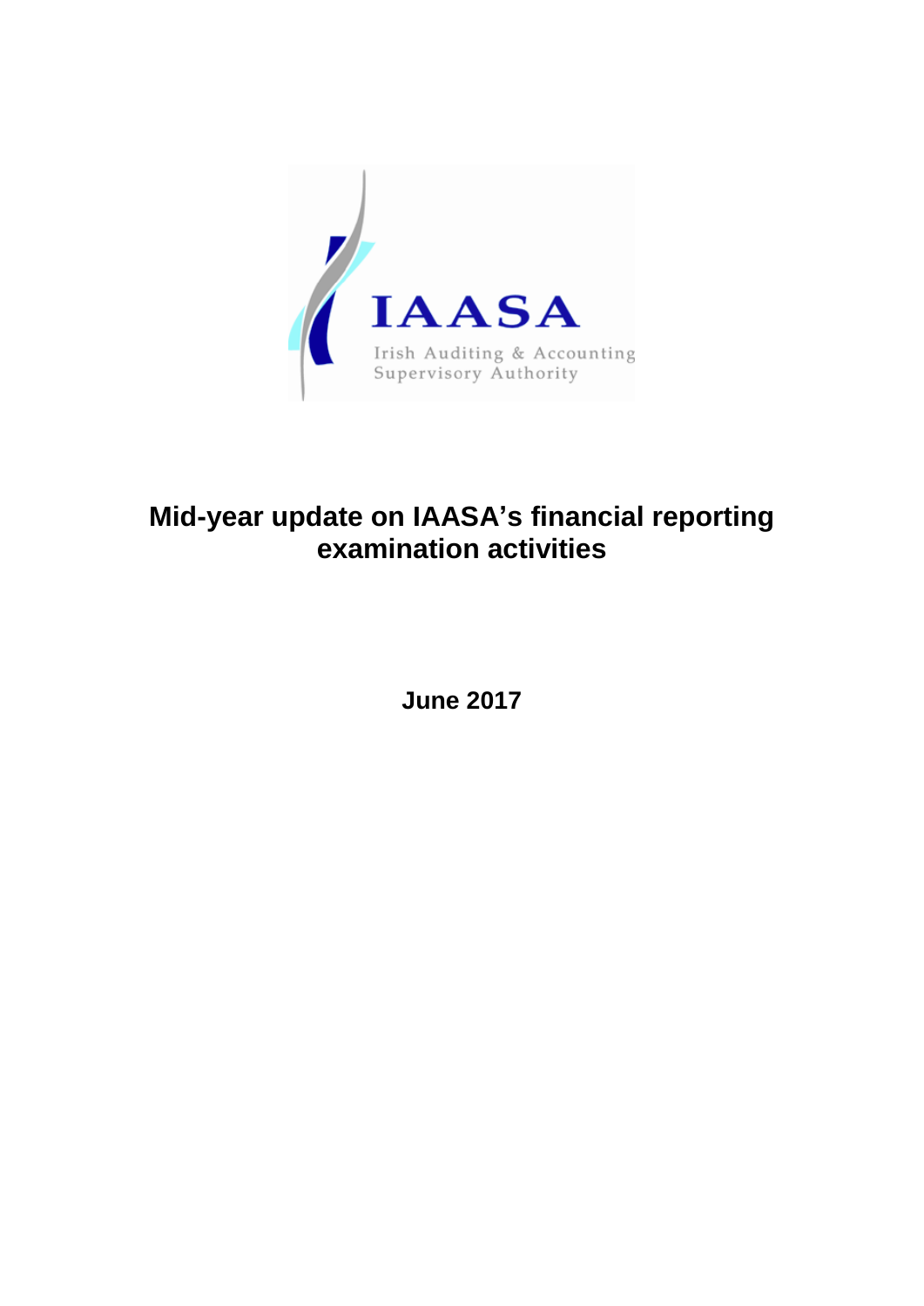IAASA

Irish Auditing & Accounting Supervisory Authority

# Mid-year update on IAASA's financial reporting examination activities

**June 2017**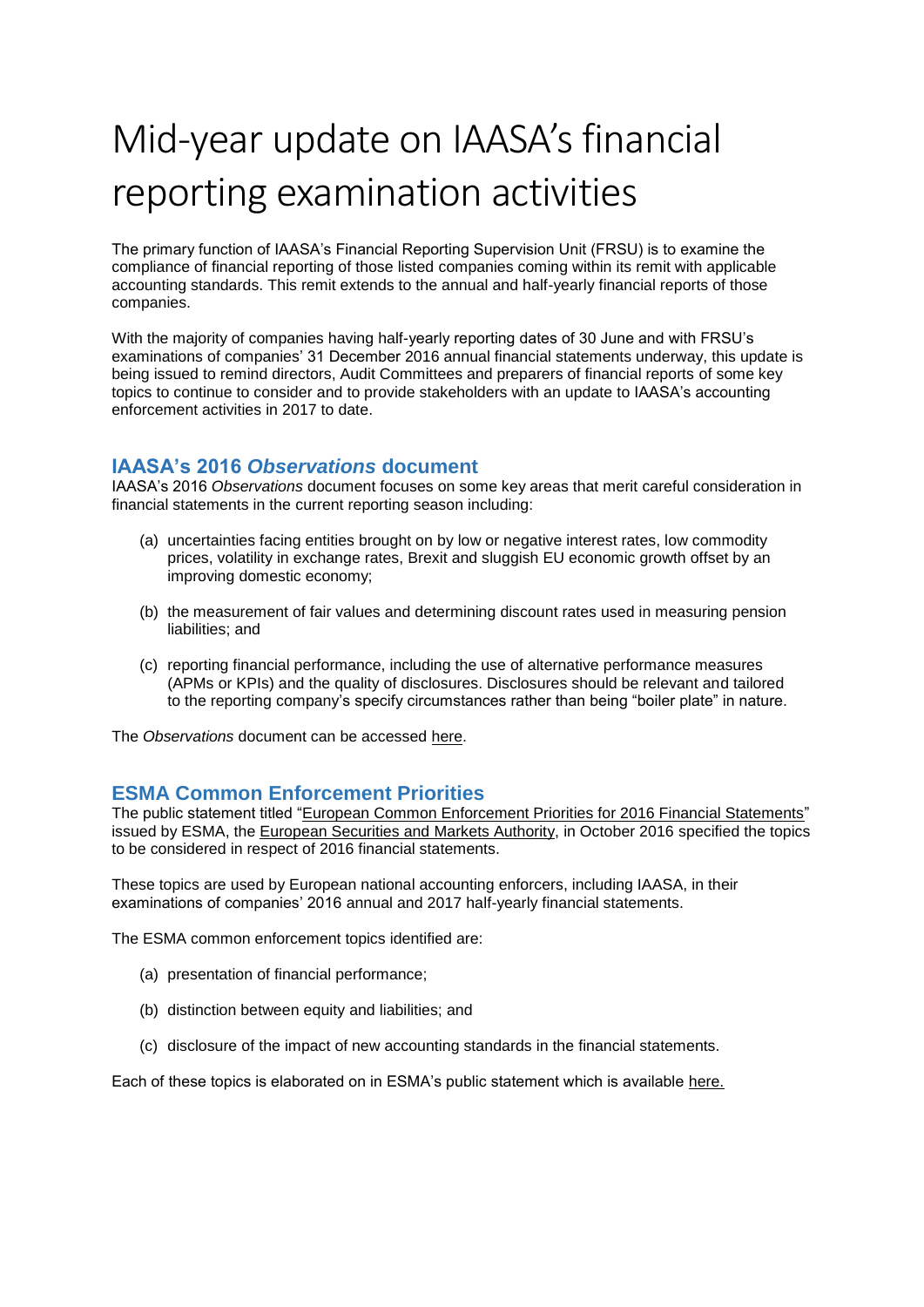# Mid-year update on IAASA's financial reporting examination activities

The primary function of IAASA's Financial Reporting Supervision Unit (FRSU) is to examine the compliance of financial reporting of those listed companies coming within its remit with applicable accounting standards. This remit extends to the annual and half-yearly financial reports of those companies.

With the majority of companies having half-yearly reporting dates of 30 June and with FRSU's examinations of companies' 31 December 2016 annual financial statements underway, this update is being issued to remind directors, Audit Committees and preparers of financial reports of some key topics to continue to consider and to provide stakeholders with an update to IAASA's accounting enforcement activities in 2017 to date.

## IAASA's 2016 *Observations* document

IAASA's 2016 *Observations* document focuses on some key areas that merit careful consideration in financial statements in the current reporting season including:

(a) uncertainties facing entities brought on by low or negative interest rates, low commodity prices, volatility in exchange rates, Brexit and sluggish EU economic growth offset by an improving domestic economy;

(b) the measurement of fair values and determining discount rates used in measuring pension liabilities; and

(c) reporting financial performance, including the use of alternative performance measures (APMs or KPIs) and the quality of disclosures. Disclosures should be relevant and tailored to the reporting company's specify circumstances rather than being "boiler plate" in nature.

The *Observations* document can be accessed here.

## ESMA Common Enforcement Priorities

The public statement titled "European Common Enforcement Priorities for 2016 Financial Statements" issued by ESMA, the European Securities and Markets Authority, in October 2016 specified the topics to be considered in respect of 2016 financial statements.

These topics are used by European national accounting enforcers, including IAASA, in their examinations of companies' 2016 annual and 2017 half-yearly financial statements.

The ESMA common enforcement topics identified are:

(a) presentation of financial performance;

(b) distinction between equity and liabilities; and

(c) disclosure of the impact of new accounting standards in the financial statements.

Each of these topics is elaborated on in ESMA's public statement which is available here.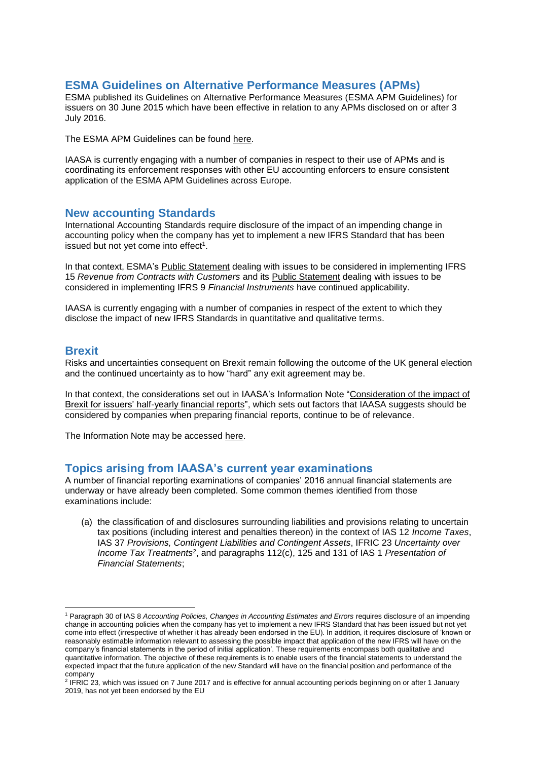## ESMA Guidelines on Alternative Performance Measures (APMs)

ESMA published its Guidelines on Alternative Performance Measures (ESMA APM Guidelines) for issuers on 30 June 2015 which have been effective in relation to any APMs disclosed on or after 3 July 2016.

The ESMA APM Guidelines can be found here.

IAASA is currently engaging with a number of companies in respect to their use of APMs and is coordinating its enforcement responses with other EU accounting enforcers to ensure consistent application of the ESMA APM Guidelines across Europe.

## New accounting Standards

International Accounting Standards require disclosure of the impact of an impending change in accounting policy when the company has yet to implement a new IFRS Standard that has been issued but not yet come into effect[1].

In that context, ESMA's Public Statement dealing with issues to be considered in implementing IFRS 15 *Revenue from Contracts with Customers* and its Public Statement dealing with issues to be considered in implementing IFRS 9 *Financial Instruments* have continued applicability.

IAASA is currently engaging with a number of companies in respect of the extent to which they disclose the impact of new IFRS Standards in quantitative and qualitative terms.

## Brexit

Risks and uncertainties consequent on Brexit remain following the outcome of the UK general election and the continued uncertainty as to how "hard" any exit agreement may be.

In that context, the considerations set out in IAASA's Information Note "Consideration of the impact of Brexit for issuers' half-yearly financial reports", which sets out factors that IAASA suggests should be considered by companies when preparing financial reports, continue to be of relevance.

The Information Note may be accessed here.

## Topics arising from IAASA's current year examinations

A number of financial reporting examinations of companies' 2016 annual financial statements are underway or have already been completed. Some common themes identified from those examinations include:

(a) the classification of and disclosures surrounding liabilities and provisions relating to uncertain tax positions (including interest and penalties thereon) in the context of IAS 12 *Income Taxes*, IAS 37 *Provisions, Contingent Liabilities and Contingent Assets*, IFRIC 23 *Uncertainty over Income Tax Treatments*[2], and paragraphs 112(c), 125 and 131 of IAS 1 *Presentation of Financial Statements*;

---

[1] Paragraph 30 of IAS 8 *Accounting Policies, Changes in Accounting Estimates and Errors* requires disclosure of an impending change in accounting policies when the company has yet to implement a new IFRS Standard that has been issued but not yet come into effect (irrespective of whether it has already been endorsed in the EU). In addition, it requires disclosure of 'known or reasonably estimable information relevant to assessing the possible impact that application of the new IFRS will have on the company's financial statements in the period of initial application'. These requirements encompass both qualitative and quantitative information. The objective of these requirements is to enable users of the financial statements to understand the expected impact that the future application of the new Standard will have on the financial position and performance of the company

[2] IFRIC 23, which was issued on 7 June 2017 and is effective for annual accounting periods beginning on or after 1 January 2019, has not yet been endorsed by the EU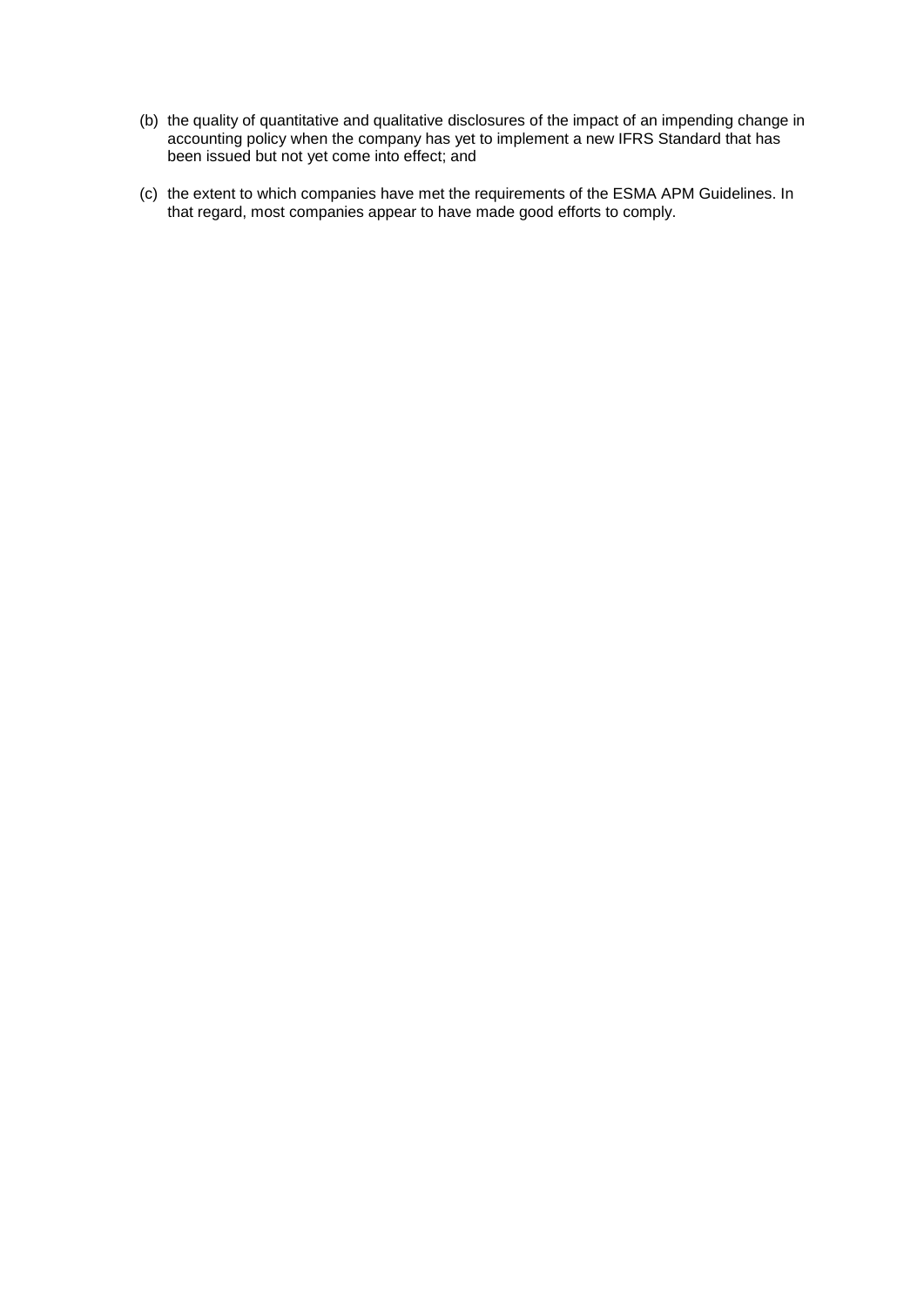(b) the quality of quantitative and qualitative disclosures of the impact of an impending change in accounting policy when the company has yet to implement a new IFRS Standard that has been issued but not yet come into effect; and

(c) the extent to which companies have met the requirements of the ESMA APM Guidelines. In that regard, most companies appear to have made good efforts to comply.